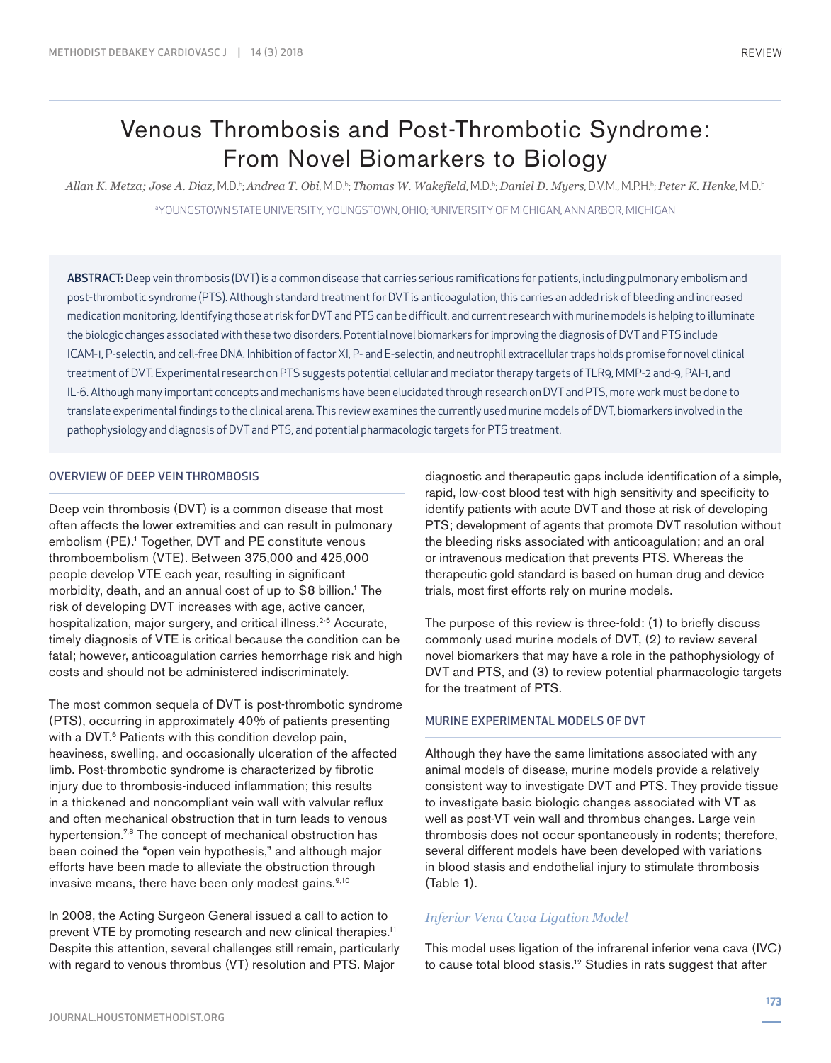# Venous Thrombosis and Post-Thrombotic Syndrome: From Novel Biomarkers to Biology

*Allan K. Metza; Jose A. Diaz,* M.D.[b]; *Andrea T. Obi,* M.D.[b]; *Thomas W. Wakefield,* M.D.[b]; *Daniel D. Myers,* D.V.M., M.P.H.[b]; *Peter K. Henke,* M.D.[b]

[a]YOUNGSTOWN STATE UNIVERSITY, YOUNGSTOWN, OHIO; [b]UNIVERSITY OF MICHIGAN, ANN ARBOR, MICHIGAN

**ABSTRACT:** Deep vein thrombosis (DVT) is a common disease that carries serious ramifications for patients, including pulmonary embolism and post-thrombotic syndrome (PTS). Although standard treatment for DVT is anticoagulation, this carries an added risk of bleeding and increased medication monitoring. Identifying those at risk for DVT and PTS can be difficult, and current research with murine models is helping to illuminate the biologic changes associated with these two disorders. Potential novel biomarkers for improving the diagnosis of DVT and PTS include ICAM-1, P-selectin, and cell-free DNA. Inhibition of factor XI, P- and E-selectin, and neutrophil extracellular traps holds promise for novel clinical treatment of DVT. Experimental research on PTS suggests potential cellular and mediator therapy targets of TLR9, MMP-2 and-9, PAI-1, and IL-6. Although many important concepts and mechanisms have been elucidated through research on DVT and PTS, more work must be done to translate experimental findings to the clinical arena. This review examines the currently used murine models of DVT, biomarkers involved in the pathophysiology and diagnosis of DVT and PTS, and potential pharmacologic targets for PTS treatment.

## OVERVIEW OF DEEP VEIN THROMBOSIS

Deep vein thrombosis (DVT) is a common disease that most often affects the lower extremities and can result in pulmonary embolism (PE).[1] Together, DVT and PE constitute venous thromboembolism (VTE). Between 375,000 and 425,000 people develop VTE each year, resulting in significant morbidity, death, and an annual cost of up to $8 billion.[1] The risk of developing DVT increases with age, active cancer, hospitalization, major surgery, and critical illness.[2-5] Accurate, timely diagnosis of VTE is critical because the condition can be fatal; however, anticoagulation carries hemorrhage risk and high costs and should not be administered indiscriminately.

The most common sequela of DVT is post-thrombotic syndrome (PTS), occurring in approximately 40% of patients presenting with a DVT.[6] Patients with this condition develop pain, heaviness, swelling, and occasionally ulceration of the affected limb. Post-thrombotic syndrome is characterized by fibrotic injury due to thrombosis-induced inflammation; this results in a thickened and noncompliant vein wall with valvular reflux and often mechanical obstruction that in turn leads to venous hypertension.[7,8] The concept of mechanical obstruction has been coined the "open vein hypothesis," and although major efforts have been made to alleviate the obstruction through invasive means, there have been only modest gains.[9,10]

In 2008, the Acting Surgeon General issued a call to action to prevent VTE by promoting research and new clinical therapies.[11] Despite this attention, several challenges still remain, particularly with regard to venous thrombus (VT) resolution and PTS. Major diagnostic and therapeutic gaps include identification of a simple, rapid, low-cost blood test with high sensitivity and specificity to identify patients with acute DVT and those at risk of developing PTS; development of agents that promote DVT resolution without the bleeding risks associated with anticoagulation; and an oral or intravenous medication that prevents PTS. Whereas the therapeutic gold standard is based on human drug and device trials, most first efforts rely on murine models.

The purpose of this review is three-fold: (1) to briefly discuss commonly used murine models of DVT, (2) to review several novel biomarkers that may have a role in the pathophysiology of DVT and PTS, and (3) to review potential pharmacologic targets for the treatment of PTS.

## MURINE EXPERIMENTAL MODELS OF DVT

Although they have the same limitations associated with any animal models of disease, murine models provide a relatively consistent way to investigate DVT and PTS. They provide tissue to investigate basic biologic changes associated with VT as well as post-VT vein wall and thrombus changes. Large vein thrombosis does not occur spontaneously in rodents; therefore, several different models have been developed with variations in blood stasis and endothelial injury to stimulate thrombosis (Table 1).

### *Inferior Vena Cava Ligation Model*

This model uses ligation of the infrarenal inferior vena cava (IVC) to cause total blood stasis.[12] Studies in rats suggest that after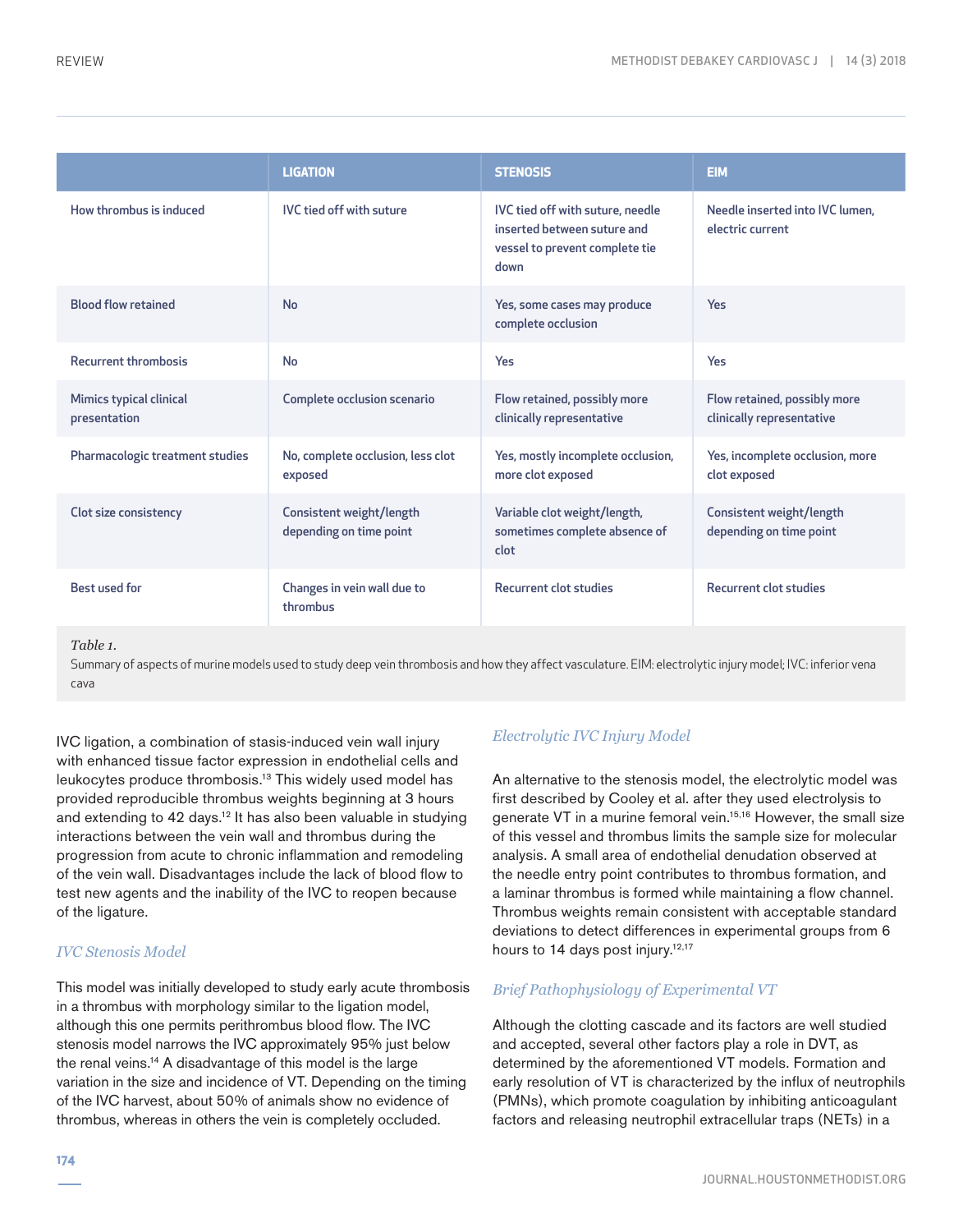| | LIGATION | STENOSIS | EIM |
|---|---|---|---|
| How thrombus is induced | IVC tied off with suture | IVC tied off with suture, needle inserted between suture and vessel to prevent complete tie down | Needle inserted into IVC lumen, electric current |
| Blood flow retained | No | Yes, some cases may produce complete occlusion | Yes |
| Recurrent thrombosis | No | Yes | Yes |
| Mimics typical clinical presentation | Complete occlusion scenario | Flow retained, possibly more clinically representative | Flow retained, possibly more clinically representative |
| Pharmacologic treatment studies | No, complete occlusion, less clot exposed | Yes, mostly incomplete occlusion, more clot exposed | Yes, incomplete occlusion, more clot exposed |
| Clot size consistency | Consistent weight/length depending on time point | Variable clot weight/length, sometimes complete absence of clot | Consistent weight/length depending on time point |
| Best used for | Changes in vein wall due to thrombus | Recurrent clot studies | Recurrent clot studies |

*Table 1.*
Summary of aspects of murine models used to study deep vein thrombosis and how they affect vasculature. EIM: electrolytic injury model; IVC: inferior vena cava

IVC ligation, a combination of stasis-induced vein wall injury with enhanced tissue factor expression in endothelial cells and leukocytes produce thrombosis.[13] This widely used model has provided reproducible thrombus weights beginning at 3 hours and extending to 42 days.[12] It has also been valuable in studying interactions between the vein wall and thrombus during the progression from acute to chronic inflammation and remodeling of the vein wall. Disadvantages include the lack of blood flow to test new agents and the inability of the IVC to reopen because of the ligature.

### *IVC Stenosis Model*

This model was initially developed to study early acute thrombosis in a thrombus with morphology similar to the ligation model, although this one permits perithrombus blood flow. The IVC stenosis model narrows the IVC approximately 95% just below the renal veins.[14] A disadvantage of this model is the large variation in the size and incidence of VT. Depending on the timing of the IVC harvest, about 50% of animals show no evidence of thrombus, whereas in others the vein is completely occluded.

### *Electrolytic IVC Injury Model*

An alternative to the stenosis model, the electrolytic model was first described by Cooley et al. after they used electrolysis to generate VT in a murine femoral vein.[15,16] However, the small size of this vessel and thrombus limits the sample size for molecular analysis. A small area of endothelial denudation observed at the needle entry point contributes to thrombus formation, and a laminar thrombus is formed while maintaining a flow channel. Thrombus weights remain consistent with acceptable standard deviations to detect differences in experimental groups from 6 hours to 14 days post injury.[12,17]

### *Brief Pathophysiology of Experimental VT*

Although the clotting cascade and its factors are well studied and accepted, several other factors play a role in DVT, as determined by the aforementioned VT models. Formation and early resolution of VT is characterized by the influx of neutrophils (PMNs), which promote coagulation by inhibiting anticoagulant factors and releasing neutrophil extracellular traps (NETs) in a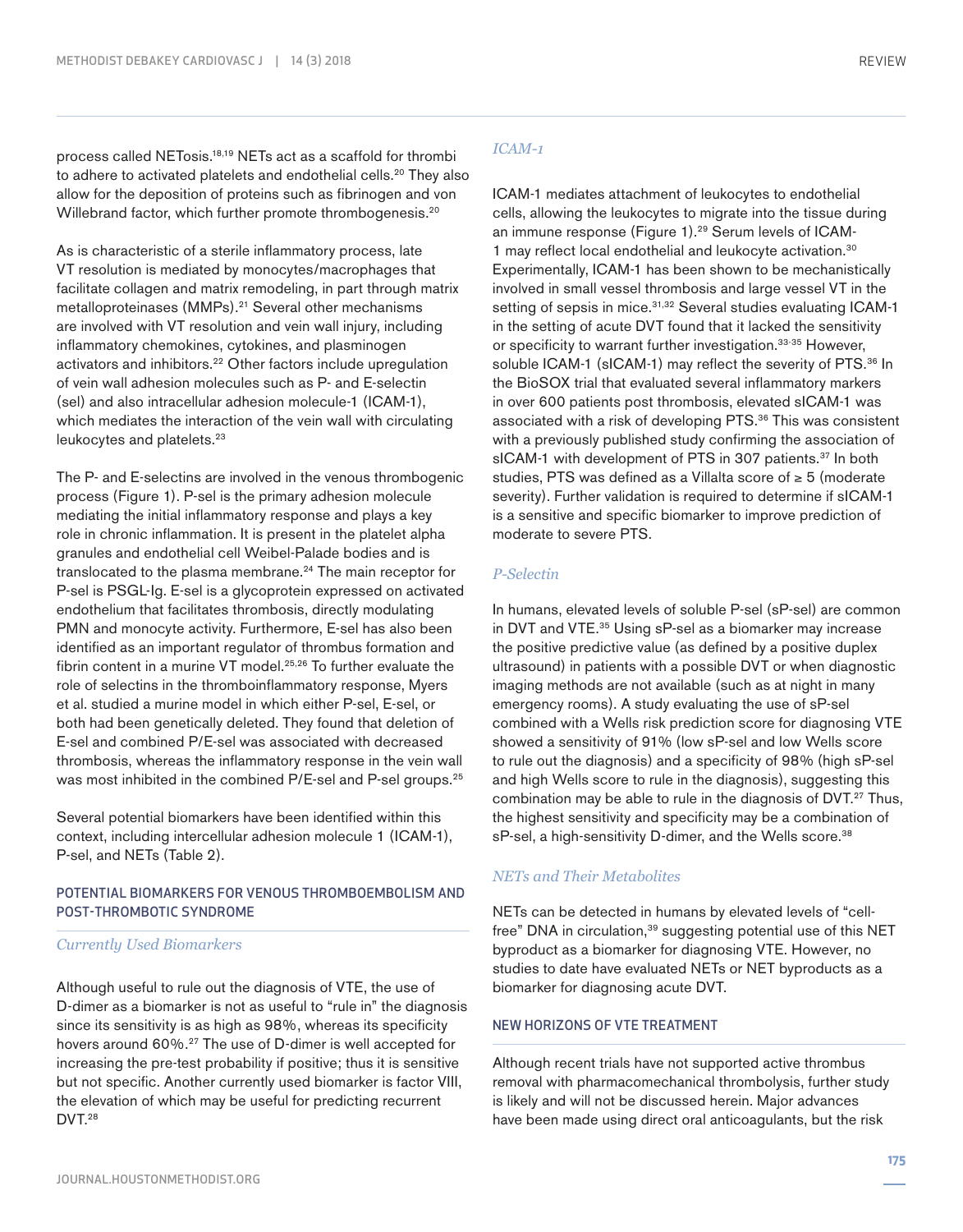process called NETosis.[18,19] NETs act as a scaffold for thrombi to adhere to activated platelets and endothelial cells.[20] They also allow for the deposition of proteins such as fibrinogen and von Willebrand factor, which further promote thrombogenesis.[20]

As is characteristic of a sterile inflammatory process, late VT resolution is mediated by monocytes/macrophages that facilitate collagen and matrix remodeling, in part through matrix metalloproteinases (MMPs).[21] Several other mechanisms are involved with VT resolution and vein wall injury, including inflammatory chemokines, cytokines, and plasminogen activators and inhibitors.[22] Other factors include upregulation of vein wall adhesion molecules such as P- and E-selectin (sel) and also intracellular adhesion molecule-1 (ICAM-1), which mediates the interaction of the vein wall with circulating leukocytes and platelets.[23]

The P- and E-selectins are involved in the venous thrombogenic process (Figure 1). P-sel is the primary adhesion molecule mediating the initial inflammatory response and plays a key role in chronic inflammation. It is present in the platelet alpha granules and endothelial cell Weibel-Palade bodies and is translocated to the plasma membrane.[24] The main receptor for P-sel is PSGL-Ig. E-sel is a glycoprotein expressed on activated endothelium that facilitates thrombosis, directly modulating PMN and monocyte activity. Furthermore, E-sel has also been identified as an important regulator of thrombus formation and fibrin content in a murine VT model.[25,26] To further evaluate the role of selectins in the thromboinflammatory response, Myers et al. studied a murine model in which either P-sel, E-sel, or both had been genetically deleted. They found that deletion of E-sel and combined P/E-sel was associated with decreased thrombosis, whereas the inflammatory response in the vein wall was most inhibited in the combined P/E-sel and P-sel groups.[25]

Several potential biomarkers have been identified within this context, including intercellular adhesion molecule 1 (ICAM-1), P-sel, and NETs (Table 2).

## POTENTIAL BIOMARKERS FOR VENOUS THROMBOEMBOLISM AND POST-THROMBOTIC SYNDROME

### *Currently Used Biomarkers*

Although useful to rule out the diagnosis of VTE, the use of D-dimer as a biomarker is not as useful to "rule in" the diagnosis since its sensitivity is as high as 98%, whereas its specificity hovers around 60%.[27] The use of D-dimer is well accepted for increasing the pre-test probability if positive; thus it is sensitive but not specific. Another currently used biomarker is factor VIII, the elevation of which may be useful for predicting recurrent DVT.[28]

### *ICAM-1*

ICAM-1 mediates attachment of leukocytes to endothelial cells, allowing the leukocytes to migrate into the tissue during an immune response (Figure 1).[29] Serum levels of ICAM-1 may reflect local endothelial and leukocyte activation.[30] Experimentally, ICAM-1 has been shown to be mechanistically involved in small vessel thrombosis and large vessel VT in the setting of sepsis in mice.[31,32] Several studies evaluating ICAM-1 in the setting of acute DVT found that it lacked the sensitivity or specificity to warrant further investigation.[33-35] However, soluble ICAM-1 (sICAM-1) may reflect the severity of PTS.[36] In the BioSOX trial that evaluated several inflammatory markers in over 600 patients post thrombosis, elevated sICAM-1 was associated with a risk of developing PTS.[36] This was consistent with a previously published study confirming the association of sICAM-1 with development of PTS in 307 patients.[37] In both studies, PTS was defined as a Villalta score of ≥ 5 (moderate severity). Further validation is required to determine if sICAM-1 is a sensitive and specific biomarker to improve prediction of moderate to severe PTS.

### *P-Selectin*

In humans, elevated levels of soluble P-sel (sP-sel) are common in DVT and VTE.[35] Using sP-sel as a biomarker may increase the positive predictive value (as defined by a positive duplex ultrasound) in patients with a possible DVT or when diagnostic imaging methods are not available (such as at night in many emergency rooms). A study evaluating the use of sP-sel combined with a Wells risk prediction score for diagnosing VTE showed a sensitivity of 91% (low sP-sel and low Wells score to rule out the diagnosis) and a specificity of 98% (high sP-sel and high Wells score to rule in the diagnosis), suggesting this combination may be able to rule in the diagnosis of DVT.[27] Thus, the highest sensitivity and specificity may be a combination of sP-sel, a high-sensitivity D-dimer, and the Wells score.[38]

### *NETs and Their Metabolites*

NETs can be detected in humans by elevated levels of "cell-free" DNA in circulation,[39] suggesting potential use of this NET byproduct as a biomarker for diagnosing VTE. However, no studies to date have evaluated NETs or NET byproducts as a biomarker for diagnosing acute DVT.

## NEW HORIZONS OF VTE TREATMENT

Although recent trials have not supported active thrombus removal with pharmacomechanical thrombolysis, further study is likely and will not be discussed herein. Major advances have been made using direct oral anticoagulants, but the risk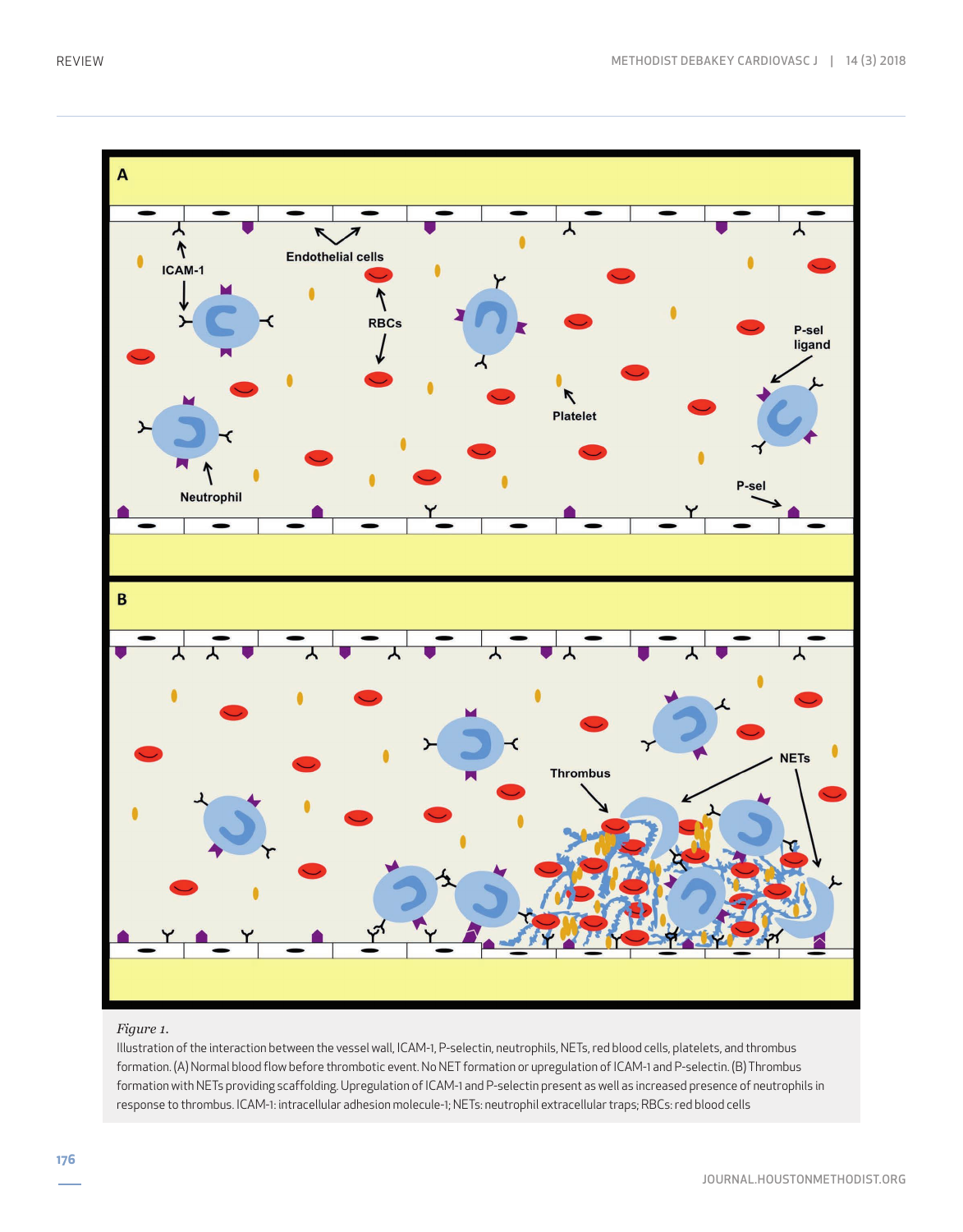*Figure 1.*
Illustration of the interaction between the vessel wall, ICAM-1, P-selectin, neutrophils, NETs, red blood cells, platelets, and thrombus formation. (A) Normal blood flow before thrombotic event. No NET formation or upregulation of ICAM-1 and P-selectin. (B) Thrombus formation with NETs providing scaffolding. Upregulation of ICAM-1 and P-selectin present as well as increased presence of neutrophils in response to thrombus. ICAM-1: intracellular adhesion molecule-1; NETs: neutrophil extracellular traps; RBCs: red blood cells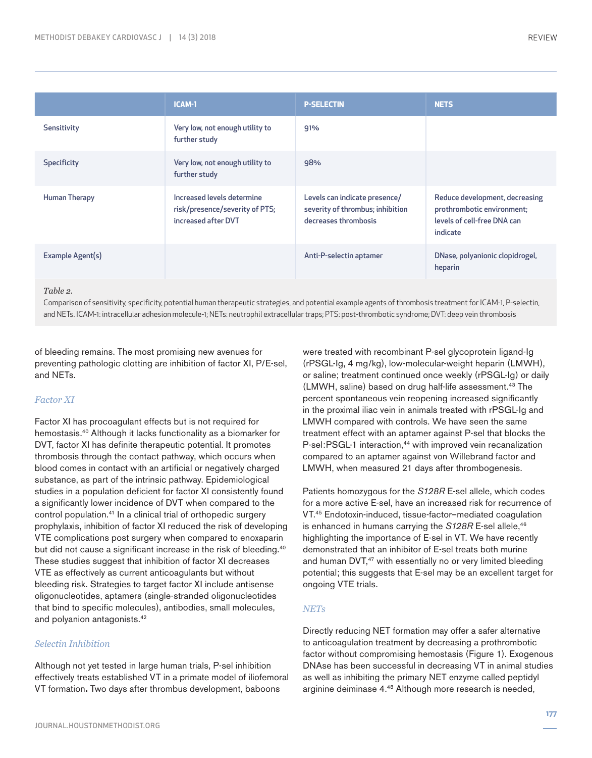| | ICAM-1 | P-SELECTIN | NETS |
|---|---|---|---|
| Sensitivity | Very low, not enough utility to further study | 91% | |
| Specificity | Very low, not enough utility to further study | 98% | |
| Human Therapy | Increased levels determine risk/presence/severity of PTS; increased after DVT | Levels can indicate presence/severity of thrombus; inhibition decreases thrombosis | Reduce development, decreasing prothrombotic environment; levels of cell-free DNA can indicate |
| Example Agent(s) | | Anti-P-selectin aptamer | DNase, polyanionic clopidrogel, heparin |

*Table 2.*
Comparison of sensitivity, specificity, potential human therapeutic strategies, and potential example agents of thrombosis treatment for ICAM-1, P-selectin, and NETs. ICAM-1: intracellular adhesion molecule-1; NETs: neutrophil extracellular traps; PTS: post-thrombotic syndrome; DVT: deep vein thrombosis

of bleeding remains. The most promising new avenues for preventing pathologic clotting are inhibition of factor XI, P/E-sel, and NETs.

### *Factor XI*

Factor XI has procoagulant effects but is not required for hemostasis.[40] Although it lacks functionality as a biomarker for DVT, factor XI has definite therapeutic potential. It promotes thrombosis through the contact pathway, which occurs when blood comes in contact with an artificial or negatively charged substance, as part of the intrinsic pathway. Epidemiological studies in a population deficient for factor XI consistently found a significantly lower incidence of DVT when compared to the control population.[41] In a clinical trial of orthopedic surgery prophylaxis, inhibition of factor XI reduced the risk of developing VTE complications post surgery when compared to enoxaparin but did not cause a significant increase in the risk of bleeding.[40] These studies suggest that inhibition of factor XI decreases VTE as effectively as current anticoagulants but without bleeding risk. Strategies to target factor XI include antisense oligonucleotides, aptamers (single-stranded oligonucleotides that bind to specific molecules), antibodies, small molecules, and polyanion antagonists.[42]

### *Selectin Inhibition*

Although not yet tested in large human trials, P-sel inhibition effectively treats established VT in a primate model of iliofemoral VT formation**.** Two days after thrombus development, baboons were treated with recombinant P-sel glycoprotein ligand-Ig (rPSGL-Ig, 4 mg/kg), low-molecular-weight heparin (LMWH), or saline; treatment continued once weekly (rPSGL-Ig) or daily (LMWH, saline) based on drug half-life assessment.[43] The percent spontaneous vein reopening increased significantly in the proximal iliac vein in animals treated with rPSGL-Ig and LMWH compared with controls. We have seen the same treatment effect with an aptamer against P-sel that blocks the P-sel:PSGL-1 interaction,[44] with improved vein recanalization compared to an aptamer against von Willebrand factor and LMWH, when measured 21 days after thrombogenesis.

Patients homozygous for the *S128R* E-sel allele, which codes for a more active E-sel, have an increased risk for recurrence of VT.[45] Endotoxin-induced, tissue-factor–mediated coagulation is enhanced in humans carrying the *S128R* E-sel allele,[46] highlighting the importance of E-sel in VT. We have recently demonstrated that an inhibitor of E-sel treats both murine and human DVT,[47] with essentially no or very limited bleeding potential; this suggests that E-sel may be an excellent target for ongoing VTE trials.

### *NETs*

Directly reducing NET formation may offer a safer alternative to anticoagulation treatment by decreasing a prothrombotic factor without compromising hemostasis (Figure 1). Exogenous DNAse has been successful in decreasing VT in animal studies as well as inhibiting the primary NET enzyme called peptidyl arginine deiminase 4.[48] Although more research is needed,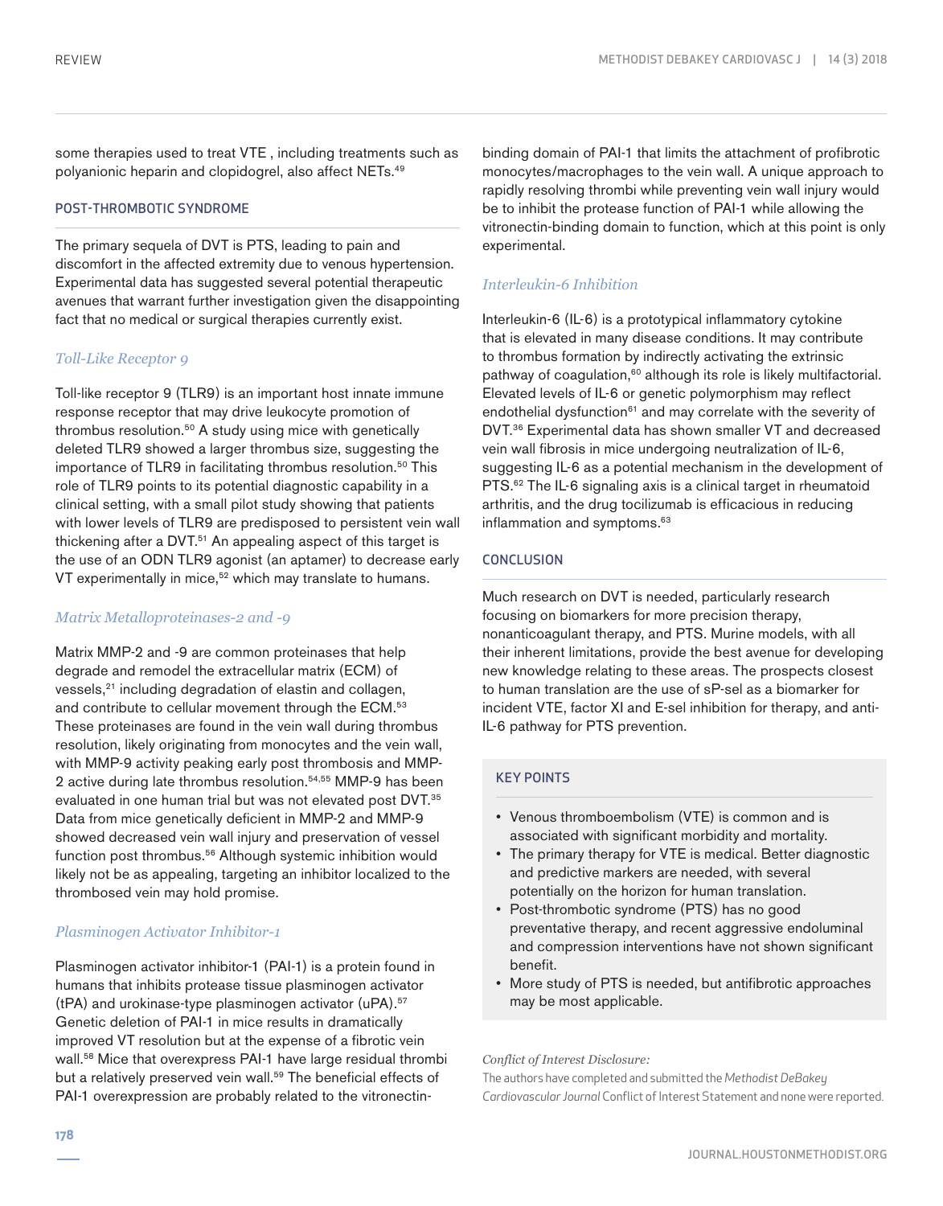some therapies used to treat VTE , including treatments such as polyanionic heparin and clopidogrel, also affect NETs.[49]

## POST-THROMBOTIC SYNDROME

The primary sequela of DVT is PTS, leading to pain and discomfort in the affected extremity due to venous hypertension. Experimental data has suggested several potential therapeutic avenues that warrant further investigation given the disappointing fact that no medical or surgical therapies currently exist.

### *Toll-Like Receptor 9*

Toll-like receptor 9 (TLR9) is an important host innate immune response receptor that may drive leukocyte promotion of thrombus resolution.[50] A study using mice with genetically deleted TLR9 showed a larger thrombus size, suggesting the importance of TLR9 in facilitating thrombus resolution.[50] This role of TLR9 points to its potential diagnostic capability in a clinical setting, with a small pilot study showing that patients with lower levels of TLR9 are predisposed to persistent vein wall thickening after a DVT.[51] An appealing aspect of this target is the use of an ODN TLR9 agonist (an aptamer) to decrease early VT experimentally in mice,[52] which may translate to humans.

### *Matrix Metalloproteinases-2 and -9*

Matrix MMP-2 and -9 are common proteinases that help degrade and remodel the extracellular matrix (ECM) of vessels,[21] including degradation of elastin and collagen, and contribute to cellular movement through the ECM.[53] These proteinases are found in the vein wall during thrombus resolution, likely originating from monocytes and the vein wall, with MMP-9 activity peaking early post thrombosis and MMP-2 active during late thrombus resolution.[54,55] MMP-9 has been evaluated in one human trial but was not elevated post DVT.[35] Data from mice genetically deficient in MMP-2 and MMP-9 showed decreased vein wall injury and preservation of vessel function post thrombus.[56] Although systemic inhibition would likely not be as appealing, targeting an inhibitor localized to the thrombosed vein may hold promise.

### *Plasminogen Activator Inhibitor-1*

Plasminogen activator inhibitor-1 (PAI-1) is a protein found in humans that inhibits protease tissue plasminogen activator (tPA) and urokinase-type plasminogen activator (uPA).[57] Genetic deletion of PAI-1 in mice results in dramatically improved VT resolution but at the expense of a fibrotic vein wall.[58] Mice that overexpress PAI-1 have large residual thrombi but a relatively preserved vein wall.[59] The beneficial effects of PAI-1 overexpression are probably related to the vitronectin-binding domain of PAI-1 that limits the attachment of profibrotic monocytes/macrophages to the vein wall. A unique approach to rapidly resolving thrombi while preventing vein wall injury would be to inhibit the protease function of PAI-1 while allowing the vitronectin-binding domain to function, which at this point is only experimental.

### *Interleukin-6 Inhibition*

Interleukin-6 (IL-6) is a prototypical inflammatory cytokine that is elevated in many disease conditions. It may contribute to thrombus formation by indirectly activating the extrinsic pathway of coagulation,[60] although its role is likely multifactorial. Elevated levels of IL-6 or genetic polymorphism may reflect endothelial dysfunction[61] and may correlate with the severity of DVT.[36] Experimental data has shown smaller VT and decreased vein wall fibrosis in mice undergoing neutralization of IL-6, suggesting IL-6 as a potential mechanism in the development of PTS.[62] The IL-6 signaling axis is a clinical target in rheumatoid arthritis, and the drug tocilizumab is efficacious in reducing inflammation and symptoms.[63]

## CONCLUSION

Much research on DVT is needed, particularly research focusing on biomarkers for more precision therapy, nonanticoagulant therapy, and PTS. Murine models, with all their inherent limitations, provide the best avenue for developing new knowledge relating to these areas. The prospects closest to human translation are the use of sP-sel as a biomarker for incident VTE, factor XI and E-sel inhibition for therapy, and anti-IL-6 pathway for PTS prevention.

## KEY POINTS

- Venous thromboembolism (VTE) is common and is associated with significant morbidity and mortality.
- The primary therapy for VTE is medical. Better diagnostic and predictive markers are needed, with several potentially on the horizon for human translation.
- Post-thrombotic syndrome (PTS) has no good preventative therapy, and recent aggressive endoluminal and compression interventions have not shown significant benefit.
- More study of PTS is needed, but antifibrotic approaches may be most applicable.

*Conflict of Interest Disclosure:*
The authors have completed and submitted the *Methodist DeBakey Cardiovascular Journal* Conflict of Interest Statement and none were reported.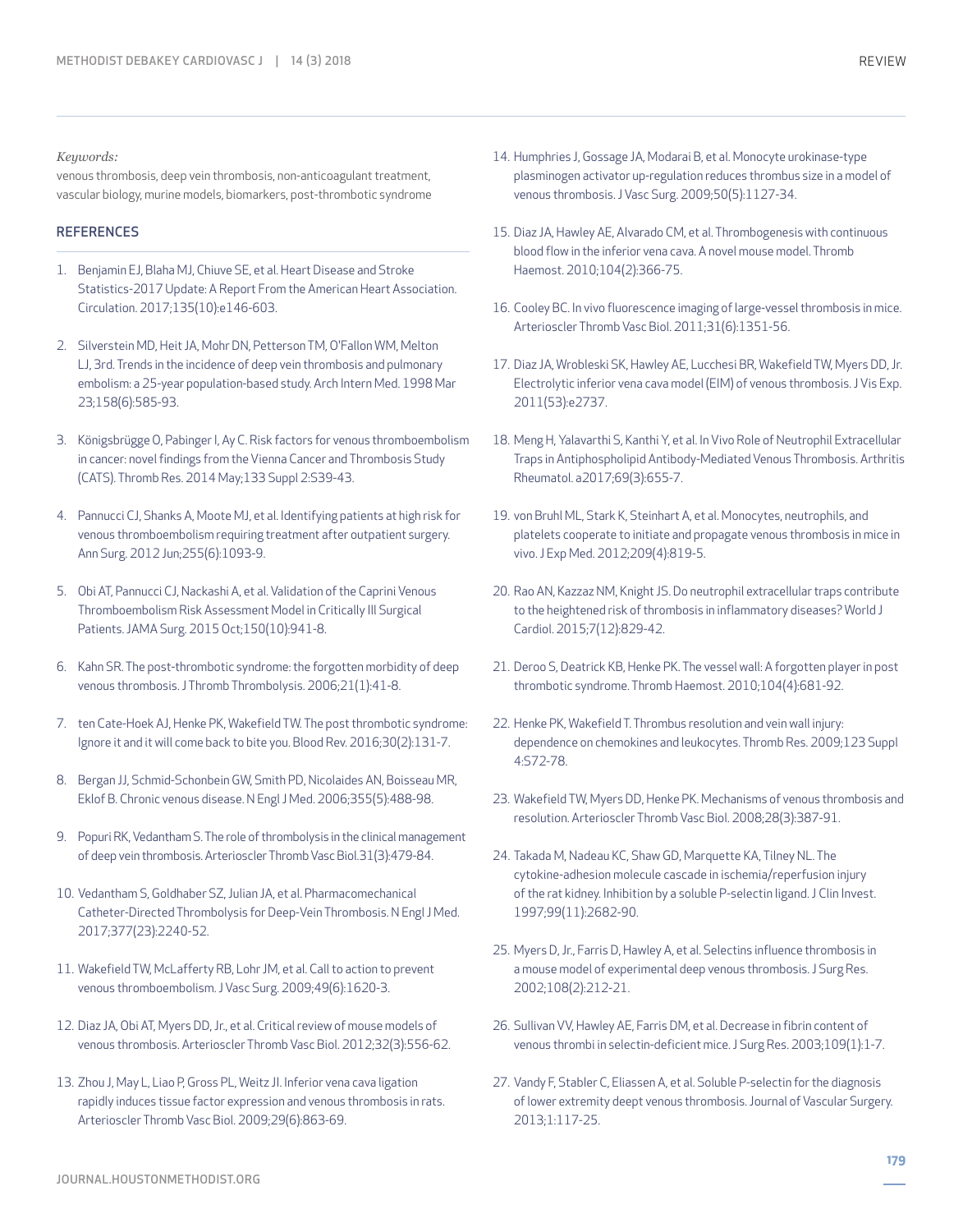*Keywords:*
venous thrombosis, deep vein thrombosis, non-anticoagulant treatment, vascular biology, murine models, biomarkers, post-thrombotic syndrome

## REFERENCES

1. Benjamin EJ, Blaha MJ, Chiuve SE, et al. Heart Disease and Stroke Statistics-2017 Update: A Report From the American Heart Association. Circulation. 2017;135(10):e146-603.
2. Silverstein MD, Heit JA, Mohr DN, Petterson TM, O'Fallon WM, Melton LJ, 3rd. Trends in the incidence of deep vein thrombosis and pulmonary embolism: a 25-year population-based study. Arch Intern Med. 1998 Mar 23;158(6):585-93.
3. Königsbrügge O, Pabinger I, Ay C. Risk factors for venous thromboembolism in cancer: novel findings from the Vienna Cancer and Thrombosis Study (CATS). Thromb Res. 2014 May;133 Suppl 2:S39-43.
4. Pannucci CJ, Shanks A, Moote MJ, et al. Identifying patients at high risk for venous thromboembolism requiring treatment after outpatient surgery. Ann Surg. 2012 Jun;255(6):1093-9.
5. Obi AT, Pannucci CJ, Nackashi A, et al. Validation of the Caprini Venous Thromboembolism Risk Assessment Model in Critically Ill Surgical Patients. JAMA Surg. 2015 Oct;150(10):941-8.
6. Kahn SR. The post-thrombotic syndrome: the forgotten morbidity of deep venous thrombosis. J Thromb Thrombolysis. 2006;21(1):41-8.
7. ten Cate-Hoek AJ, Henke PK, Wakefield TW. The post thrombotic syndrome: Ignore it and it will come back to bite you. Blood Rev. 2016;30(2):131-7.
8. Bergan JJ, Schmid-Schonbein GW, Smith PD, Nicolaides AN, Boisseau MR, Eklof B. Chronic venous disease. N Engl J Med. 2006;355(5):488-98.
9. Popuri RK, Vedantham S. The role of thrombolysis in the clinical management of deep vein thrombosis. Arterioscler Thromb Vasc Biol.31(3):479-84.
10. Vedantham S, Goldhaber SZ, Julian JA, et al. Pharmacomechanical Catheter-Directed Thrombolysis for Deep-Vein Thrombosis. N Engl J Med. 2017;377(23):2240-52.
11. Wakefield TW, McLafferty RB, Lohr JM, et al. Call to action to prevent venous thromboembolism. J Vasc Surg. 2009;49(6):1620-3.
12. Diaz JA, Obi AT, Myers DD, Jr., et al. Critical review of mouse models of venous thrombosis. Arterioscler Thromb Vasc Biol. 2012;32(3):556-62.
13. Zhou J, May L, Liao P, Gross PL, Weitz JI. Inferior vena cava ligation rapidly induces tissue factor expression and venous thrombosis in rats. Arterioscler Thromb Vasc Biol. 2009;29(6):863-69.
14. Humphries J, Gossage JA, Modarai B, et al. Monocyte urokinase-type plasminogen activator up-regulation reduces thrombus size in a model of venous thrombosis. J Vasc Surg. 2009;50(5):1127-34.
15. Diaz JA, Hawley AE, Alvarado CM, et al. Thrombogenesis with continuous blood flow in the inferior vena cava. A novel mouse model. Thromb Haemost. 2010;104(2):366-75.
16. Cooley BC. In vivo fluorescence imaging of large-vessel thrombosis in mice. Arterioscler Thromb Vasc Biol. 2011;31(6):1351-56.
17. Diaz JA, Wrobleski SK, Hawley AE, Lucchesi BR, Wakefield TW, Myers DD, Jr. Electrolytic inferior vena cava model (EIM) of venous thrombosis. J Vis Exp. 2011(53):e2737.
18. Meng H, Yalavarthi S, Kanthi Y, et al. In Vivo Role of Neutrophil Extracellular Traps in Antiphospholipid Antibody-Mediated Venous Thrombosis. Arthritis Rheumatol. a2017;69(3):655-7.
19. von Bruhl ML, Stark K, Steinhart A, et al. Monocytes, neutrophils, and platelets cooperate to initiate and propagate venous thrombosis in mice in vivo. J Exp Med. 2012;209(4):819-5.
20. Rao AN, Kazzaz NM, Knight JS. Do neutrophil extracellular traps contribute to the heightened risk of thrombosis in inflammatory diseases? World J Cardiol. 2015;7(12):829-42.
21. Deroo S, Deatrick KB, Henke PK. The vessel wall: A forgotten player in post thrombotic syndrome. Thromb Haemost. 2010;104(4):681-92.
22. Henke PK, Wakefield T. Thrombus resolution and vein wall injury: dependence on chemokines and leukocytes. Thromb Res. 2009;123 Suppl 4:S72-78.
23. Wakefield TW, Myers DD, Henke PK. Mechanisms of venous thrombosis and resolution. Arterioscler Thromb Vasc Biol. 2008;28(3):387-91.
24. Takada M, Nadeau KC, Shaw GD, Marquette KA, Tilney NL. The cytokine-adhesion molecule cascade in ischemia/reperfusion injury of the rat kidney. Inhibition by a soluble P-selectin ligand. J Clin Invest. 1997;99(11):2682-90.
25. Myers D, Jr., Farris D, Hawley A, et al. Selectins influence thrombosis in a mouse model of experimental deep venous thrombosis. J Surg Res. 2002;108(2):212-21.
26. Sullivan VV, Hawley AE, Farris DM, et al. Decrease in fibrin content of venous thrombi in selectin-deficient mice. J Surg Res. 2003;109(1):1-7.
27. Vandy F, Stabler C, Eliassen A, et al. Soluble P-selectin for the diagnosis of lower extremity deept venous thrombosis. Journal of Vascular Surgery. 2013;1:117-25.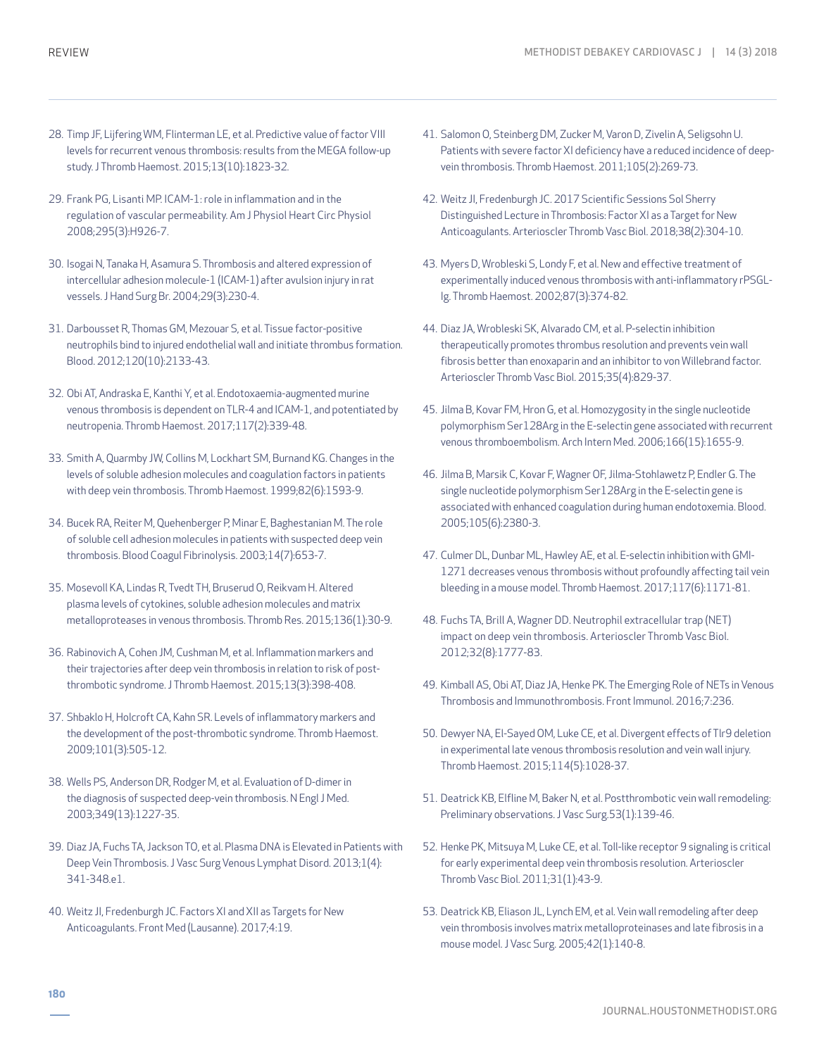28. Timp JF, Lijfering WM, Flinterman LE, et al. Predictive value of factor VIII levels for recurrent venous thrombosis: results from the MEGA follow-up study. J Thromb Haemost. 2015;13(10):1823-32.

29. Frank PG, Lisanti MP. ICAM-1: role in inflammation and in the regulation of vascular permeability. Am J Physiol Heart Circ Physiol 2008;295(3):H926-7.

30. Isogai N, Tanaka H, Asamura S. Thrombosis and altered expression of intercellular adhesion molecule-1 (ICAM-1) after avulsion injury in rat vessels. J Hand Surg Br. 2004;29(3):230-4.

31. Darbousset R, Thomas GM, Mezouar S, et al. Tissue factor-positive neutrophils bind to injured endothelial wall and initiate thrombus formation. Blood. 2012;120(10):2133-43.

32. Obi AT, Andraska E, Kanthi Y, et al. Endotoxaemia-augmented murine venous thrombosis is dependent on TLR-4 and ICAM-1, and potentiated by neutropenia. Thromb Haemost. 2017;117(2):339-48.

33. Smith A, Quarmby JW, Collins M, Lockhart SM, Burnand KG. Changes in the levels of soluble adhesion molecules and coagulation factors in patients with deep vein thrombosis. Thromb Haemost. 1999;82(6):1593-9.

34. Bucek RA, Reiter M, Quehenberger P, Minar E, Baghestanian M. The role of soluble cell adhesion molecules in patients with suspected deep vein thrombosis. Blood Coagul Fibrinolysis. 2003;14(7):653-7.

35. Mosevoll KA, Lindas R, Tvedt TH, Bruserud O, Reikvam H. Altered plasma levels of cytokines, soluble adhesion molecules and matrix metalloproteases in venous thrombosis. Thromb Res. 2015;136(1):30-9.

36. Rabinovich A, Cohen JM, Cushman M, et al. Inflammation markers and their trajectories after deep vein thrombosis in relation to risk of post-thrombotic syndrome. J Thromb Haemost. 2015;13(3):398-408.

37. Shbaklo H, Holcroft CA, Kahn SR. Levels of inflammatory markers and the development of the post-thrombotic syndrome. Thromb Haemost. 2009;101(3):505-12.

38. Wells PS, Anderson DR, Rodger M, et al. Evaluation of D-dimer in the diagnosis of suspected deep-vein thrombosis. N Engl J Med. 2003;349(13):1227-35.

39. Diaz JA, Fuchs TA, Jackson TO, et al. Plasma DNA is Elevated in Patients with Deep Vein Thrombosis. J Vasc Surg Venous Lymphat Disord. 2013;1(4): 341-348.e1.

40. Weitz JI, Fredenburgh JC. Factors XI and XII as Targets for New Anticoagulants. Front Med (Lausanne). 2017;4:19.

41. Salomon O, Steinberg DM, Zucker M, Varon D, Zivelin A, Seligsohn U. Patients with severe factor XI deficiency have a reduced incidence of deep-vein thrombosis. Thromb Haemost. 2011;105(2):269-73.

42. Weitz JI, Fredenburgh JC. 2017 Scientific Sessions Sol Sherry Distinguished Lecture in Thrombosis: Factor XI as a Target for New Anticoagulants. Arterioscler Thromb Vasc Biol. 2018;38(2):304-10.

43. Myers D, Wrobleski S, Londy F, et al. New and effective treatment of experimentally induced venous thrombosis with anti-inflammatory rPSGL-Ig. Thromb Haemost. 2002;87(3):374-82.

44. Diaz JA, Wrobleski SK, Alvarado CM, et al. P-selectin inhibition therapeutically promotes thrombus resolution and prevents vein wall fibrosis better than enoxaparin and an inhibitor to von Willebrand factor. Arterioscler Thromb Vasc Biol. 2015;35(4):829-37.

45. Jilma B, Kovar FM, Hron G, et al. Homozygosity in the single nucleotide polymorphism Ser128Arg in the E-selectin gene associated with recurrent venous thromboembolism. Arch Intern Med. 2006;166(15):1655-9.

46. Jilma B, Marsik C, Kovar F, Wagner OF, Jilma-Stohlawetz P, Endler G. The single nucleotide polymorphism Ser128Arg in the E-selectin gene is associated with enhanced coagulation during human endotoxemia. Blood. 2005;105(6):2380-3.

47. Culmer DL, Dunbar ML, Hawley AE, et al. E-selectin inhibition with GMI-1271 decreases venous thrombosis without profoundly affecting tail vein bleeding in a mouse model. Thromb Haemost. 2017;117(6):1171-81.

48. Fuchs TA, Brill A, Wagner DD. Neutrophil extracellular trap (NET) impact on deep vein thrombosis. Arterioscler Thromb Vasc Biol. 2012;32(8):1777-83.

49. Kimball AS, Obi AT, Diaz JA, Henke PK. The Emerging Role of NETs in Venous Thrombosis and Immunothrombosis. Front Immunol. 2016;7:236.

50. Dewyer NA, El-Sayed OM, Luke CE, et al. Divergent effects of Tlr9 deletion in experimental late venous thrombosis resolution and vein wall injury. Thromb Haemost. 2015;114(5):1028-37.

51. Deatrick KB, Elfline M, Baker N, et al. Postthrombotic vein wall remodeling: Preliminary observations. J Vasc Surg.53(1):139-46.

52. Henke PK, Mitsuya M, Luke CE, et al. Toll-like receptor 9 signaling is critical for early experimental deep vein thrombosis resolution. Arterioscler Thromb Vasc Biol. 2011;31(1):43-9.

53. Deatrick KB, Eliason JL, Lynch EM, et al. Vein wall remodeling after deep vein thrombosis involves matrix metalloproteinases and late fibrosis in a mouse model. J Vasc Surg. 2005;42(1):140-8.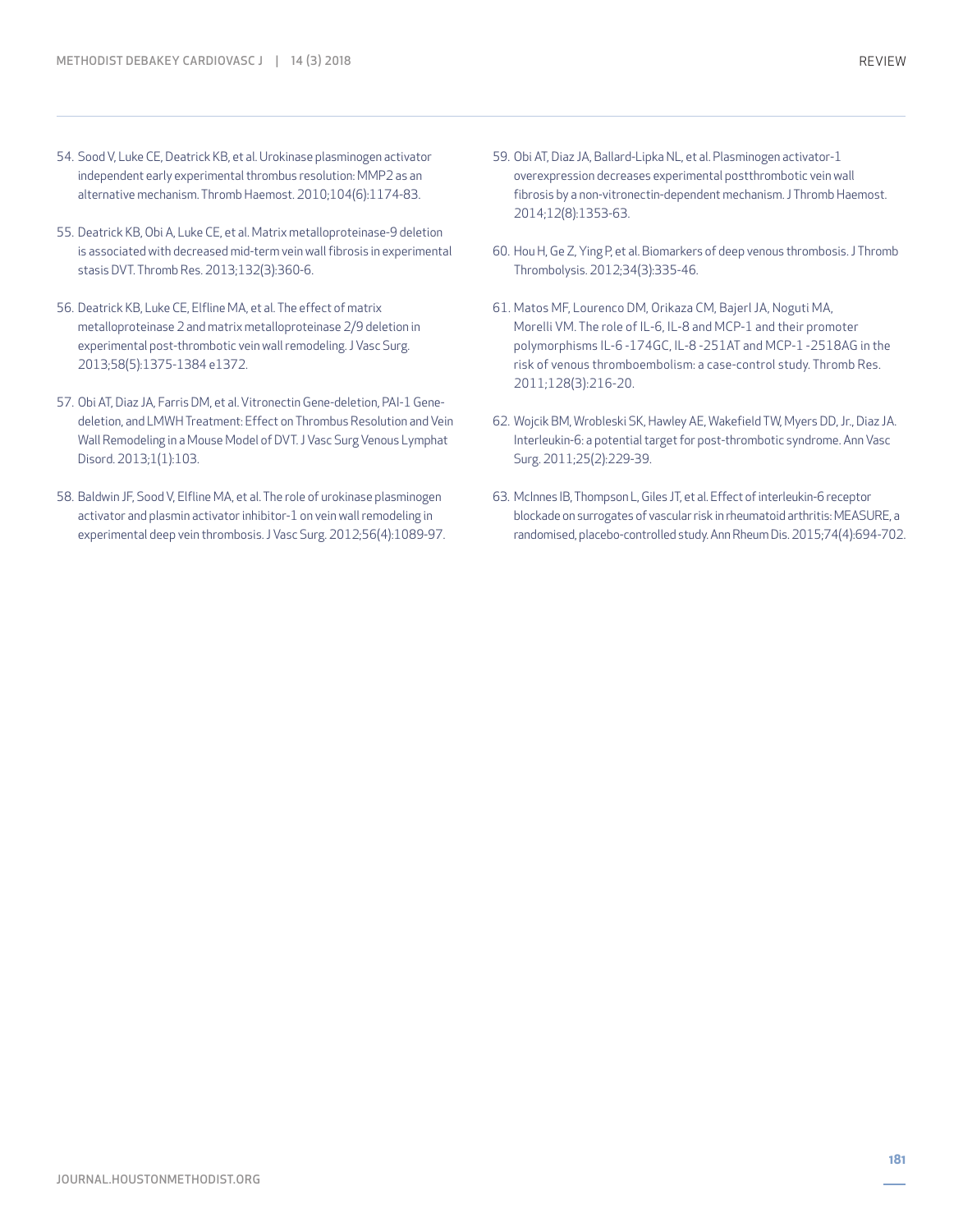54. Sood V, Luke CE, Deatrick KB, et al. Urokinase plasminogen activator independent early experimental thrombus resolution: MMP2 as an alternative mechanism. Thromb Haemost. 2010;104(6):1174-83.

55. Deatrick KB, Obi A, Luke CE, et al. Matrix metalloproteinase-9 deletion is associated with decreased mid-term vein wall fibrosis in experimental stasis DVT. Thromb Res. 2013;132(3):360-6.

56. Deatrick KB, Luke CE, Elfline MA, et al. The effect of matrix metalloproteinase 2 and matrix metalloproteinase 2/9 deletion in experimental post-thrombotic vein wall remodeling. J Vasc Surg. 2013;58(5):1375-1384 e1372.

57. Obi AT, Diaz JA, Farris DM, et al. Vitronectin Gene-deletion, PAI-1 Gene-deletion, and LMWH Treatment: Effect on Thrombus Resolution and Vein Wall Remodeling in a Mouse Model of DVT. J Vasc Surg Venous Lymphat Disord. 2013;1(1):103.

58. Baldwin JF, Sood V, Elfline MA, et al. The role of urokinase plasminogen activator and plasmin activator inhibitor-1 on vein wall remodeling in experimental deep vein thrombosis. J Vasc Surg. 2012;56(4):1089-97.

59. Obi AT, Diaz JA, Ballard-Lipka NL, et al. Plasminogen activator-1 overexpression decreases experimental postthrombotic vein wall fibrosis by a non-vitronectin-dependent mechanism. J Thromb Haemost. 2014;12(8):1353-63.

60. Hou H, Ge Z, Ying P, et al. Biomarkers of deep venous thrombosis. J Thromb Thrombolysis. 2012;34(3):335-46.

61. Matos MF, Lourenco DM, Orikaza CM, Bajerl JA, Noguti MA, Morelli VM. The role of IL-6, IL-8 and MCP-1 and their promoter polymorphisms IL-6 -174GC, IL-8 -251AT and MCP-1 -2518AG in the risk of venous thromboembolism: a case-control study. Thromb Res. 2011;128(3):216-20.

62. Wojcik BM, Wrobleski SK, Hawley AE, Wakefield TW, Myers DD, Jr., Diaz JA. Interleukin-6: a potential target for post-thrombotic syndrome. Ann Vasc Surg. 2011;25(2):229-39.

63. McInnes IB, Thompson L, Giles JT, et al. Effect of interleukin-6 receptor blockade on surrogates of vascular risk in rheumatoid arthritis: MEASURE, a randomised, placebo-controlled study. Ann Rheum Dis. 2015;74(4):694-702.